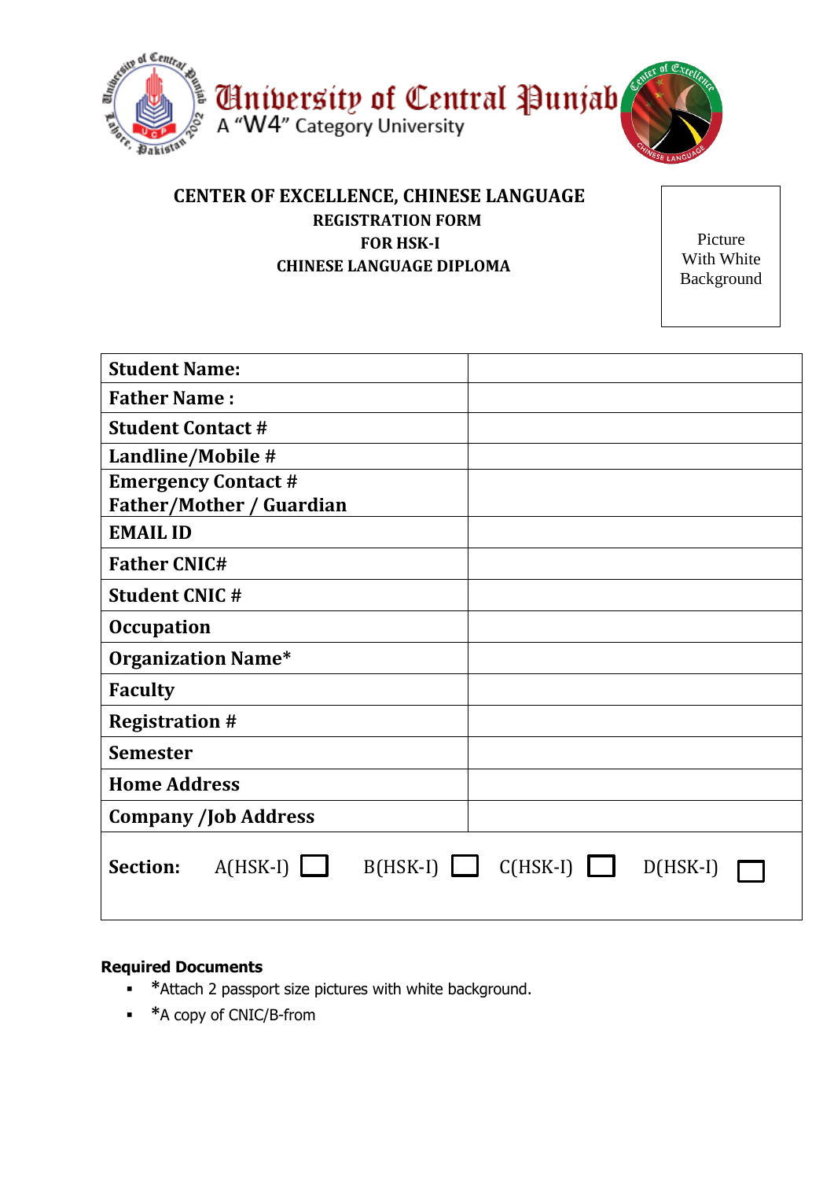# University of Central Punjab

A "W4" Category University

## CENTER OF EXCELLENCE, CHINESE LANGUAGE

### REGISTRATION FORM
### FOR HSK-I
### CHINESE LANGUAGE DIPLOMA

Picture With White Background

| Field | Value |
| --- | --- |
| **Student Name:** | |
| **Father Name :** | |
| **Student Contact #** | |
| **Landline/Mobile #** | |
| **Emergency Contact # Father/Mother / Guardian** | |
| **EMAIL ID** | |
| **Father CNIC#** | |
| **Student CNIC #** | |
| **Occupation** | |
| **Organization Name*** | |
| **Faculty** | |
| **Registration #** | |
| **Semester** | |
| **Home Address** | |
| **Company /Job Address** | |

**Section:** A(HSK-I) ☐ B(HSK-I) ☐ C(HSK-I) ☐ D(HSK-I) ☐

**Required Documents**

- *Attach 2 passport size pictures with white background.
- *A copy of CNIC/B-from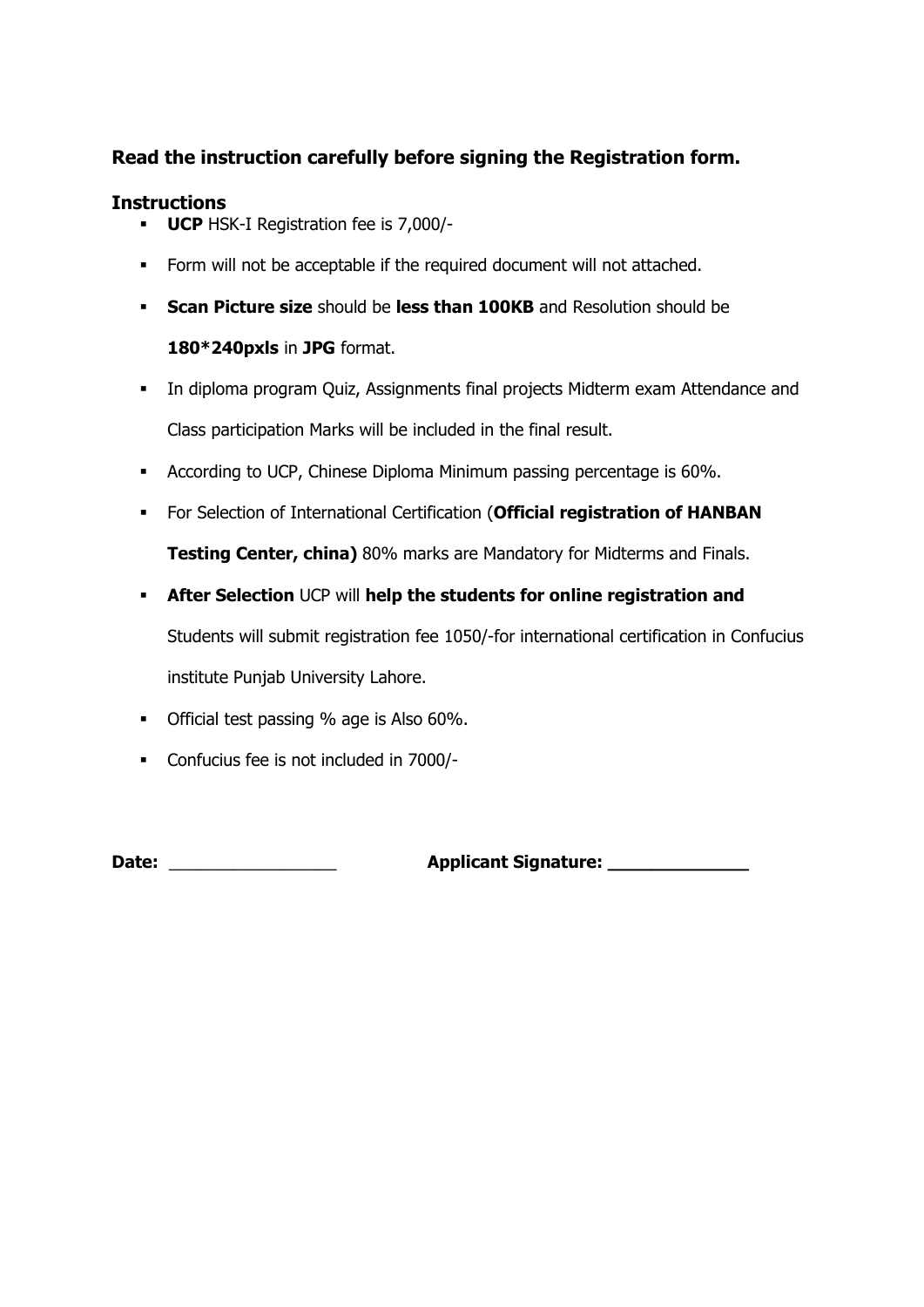**Read the instruction carefully before signing the Registration form.**

**Instructions**

- **UCP** HSK-I Registration fee is 7,000/-
- Form will not be acceptable if the required document will not attached.
- **Scan Picture size** should be **less than 100KB** and Resolution should be **180*240pxls** in **JPG** format.
- In diploma program Quiz, Assignments final projects Midterm exam Attendance and Class participation Marks will be included in the final result.
- According to UCP, Chinese Diploma Minimum passing percentage is 60%.
- For Selection of International Certification (**Official registration of HANBAN Testing Center, china)** 80% marks are Mandatory for Midterms and Finals.
- **After Selection** UCP will **help the students for online registration and** Students will submit registration fee 1050/-for international certification in Confucius institute Punjab University Lahore.
- Official test passing % age is Also 60%.
- Confucius fee is not included in 7000/-

**Date:** _________________ **Applicant Signature:** _____________